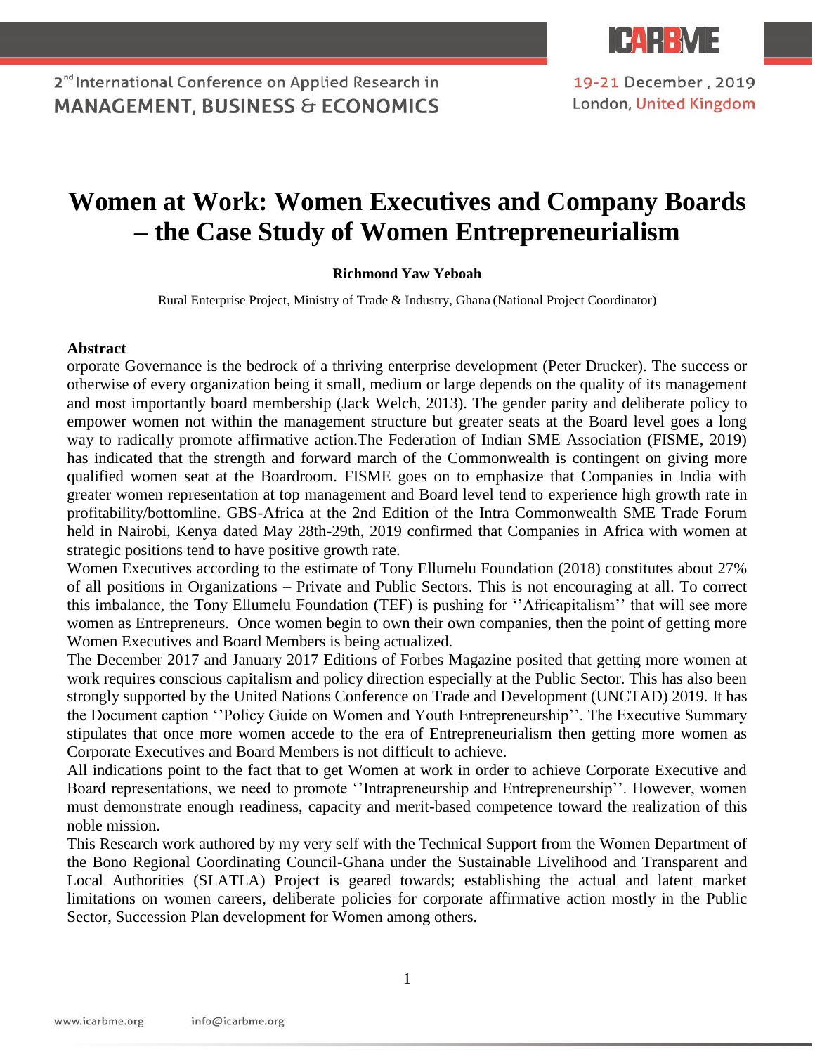# Women at Work: Women Executives and Company Boards – the Case Study of Women Entrepreneurialism

**Richmond Yaw Yeboah**

Rural Enterprise Project, Ministry of Trade & Industry, Ghana (National Project Coordinator)

## Abstract

orporate Governance is the bedrock of a thriving enterprise development (Peter Drucker). The success or otherwise of every organization being it small, medium or large depends on the quality of its management and most importantly board membership (Jack Welch, 2013). The gender parity and deliberate policy to empower women not within the management structure but greater seats at the Board level goes a long way to radically promote affirmative action.The Federation of Indian SME Association (FISME, 2019) has indicated that the strength and forward march of the Commonwealth is contingent on giving more qualified women seat at the Boardroom. FISME goes on to emphasize that Companies in India with greater women representation at top management and Board level tend to experience high growth rate in profitability/bottomline. GBS-Africa at the 2nd Edition of the Intra Commonwealth SME Trade Forum held in Nairobi, Kenya dated May 28th-29th, 2019 confirmed that Companies in Africa with women at strategic positions tend to have positive growth rate.

Women Executives according to the estimate of Tony Ellumelu Foundation (2018) constitutes about 27% of all positions in Organizations – Private and Public Sectors. This is not encouraging at all. To correct this imbalance, the Tony Ellumelu Foundation (TEF) is pushing for ''Africapitalism'' that will see more women as Entrepreneurs. Once women begin to own their own companies, then the point of getting more Women Executives and Board Members is being actualized.

The December 2017 and January 2017 Editions of Forbes Magazine posited that getting more women at work requires conscious capitalism and policy direction especially at the Public Sector. This has also been strongly supported by the United Nations Conference on Trade and Development (UNCTAD) 2019. It has the Document caption ''Policy Guide on Women and Youth Entrepreneurship''. The Executive Summary stipulates that once more women accede to the era of Entrepreneurialism then getting more women as Corporate Executives and Board Members is not difficult to achieve.

All indications point to the fact that to get Women at work in order to achieve Corporate Executive and Board representations, we need to promote ''Intrapreneurship and Entrepreneurship''. However, women must demonstrate enough readiness, capacity and merit-based competence toward the realization of this noble mission.

This Research work authored by my very self with the Technical Support from the Women Department of the Bono Regional Coordinating Council-Ghana under the Sustainable Livelihood and Transparent and Local Authorities (SLATLA) Project is geared towards; establishing the actual and latent market limitations on women careers, deliberate policies for corporate affirmative action mostly in the Public Sector, Succession Plan development for Women among others.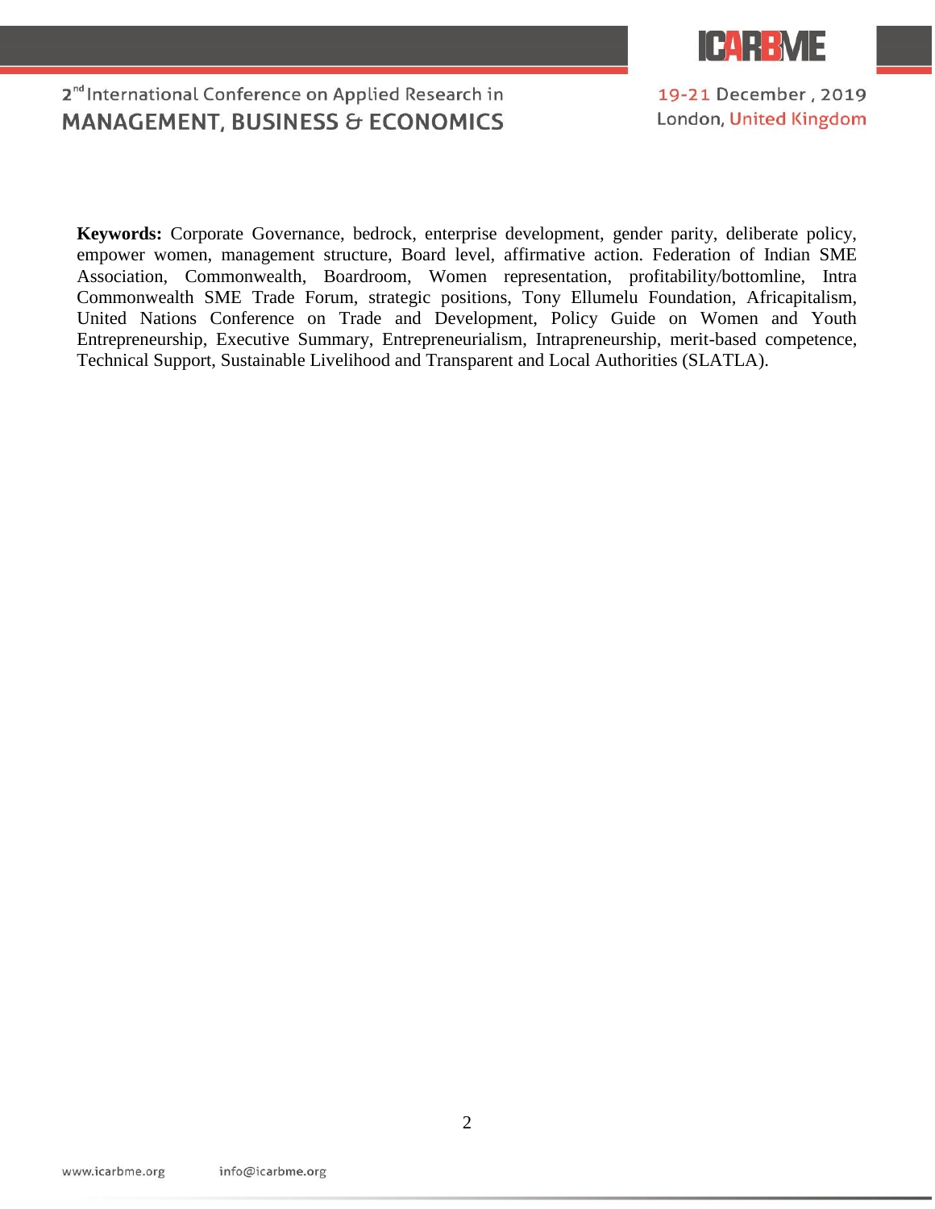**Keywords:** Corporate Governance, bedrock, enterprise development, gender parity, deliberate policy, empower women, management structure, Board level, affirmative action. Federation of Indian SME Association, Commonwealth, Boardroom, Women representation, profitability/bottomline, Intra Commonwealth SME Trade Forum, strategic positions, Tony Ellumelu Foundation, Africapitalism, United Nations Conference on Trade and Development, Policy Guide on Women and Youth Entrepreneurship, Executive Summary, Entrepreneurialism, Intrapreneurship, merit-based competence, Technical Support, Sustainable Livelihood and Transparent and Local Authorities (SLATLA).